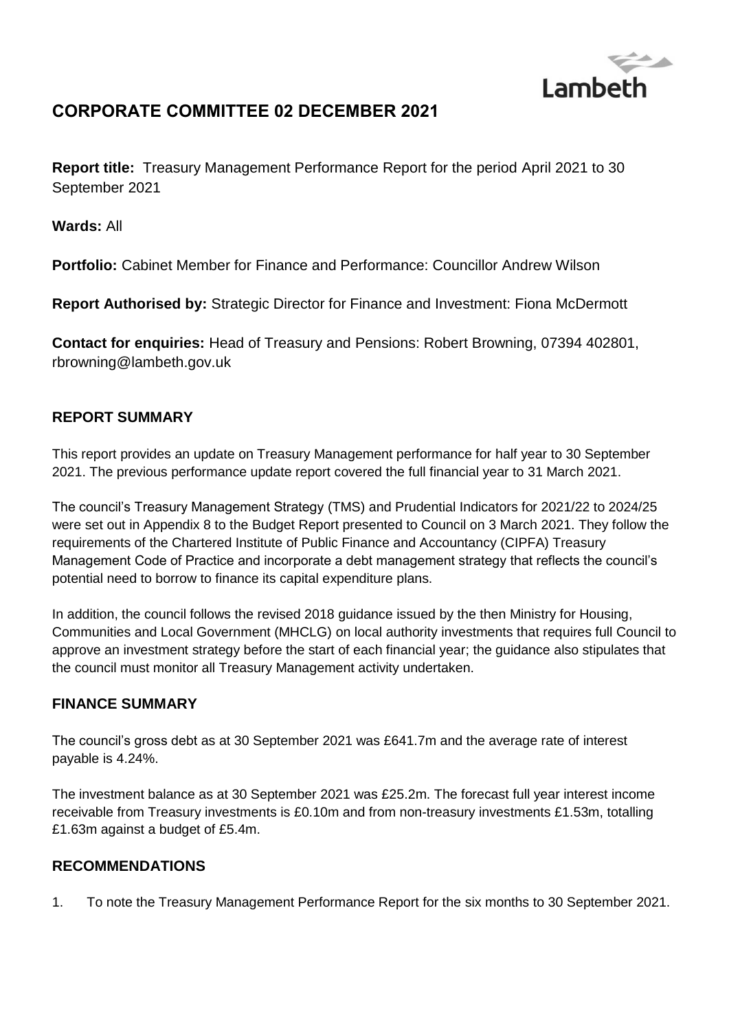# CORPORATE COMMITTEE 02 DECEMBER 2021

**Report title:** Treasury Management Performance Report for the period April 2021 to 30 September 2021

**Wards:** All

**Portfolio:** Cabinet Member for Finance and Performance: Councillor Andrew Wilson

**Report Authorised by:** Strategic Director for Finance and Investment: Fiona McDermott

**Contact for enquiries:** Head of Treasury and Pensions: Robert Browning, 07394 402801, rbrowning@lambeth.gov.uk

## REPORT SUMMARY

This report provides an update on Treasury Management performance for half year to 30 September 2021. The previous performance update report covered the full financial year to 31 March 2021.

The council's Treasury Management Strategy (TMS) and Prudential Indicators for 2021/22 to 2024/25 were set out in Appendix 8 to the Budget Report presented to Council on 3 March 2021. They follow the requirements of the Chartered Institute of Public Finance and Accountancy (CIPFA) Treasury Management Code of Practice and incorporate a debt management strategy that reflects the council's potential need to borrow to finance its capital expenditure plans.

In addition, the council follows the revised 2018 guidance issued by the then Ministry for Housing, Communities and Local Government (MHCLG) on local authority investments that requires full Council to approve an investment strategy before the start of each financial year; the guidance also stipulates that the council must monitor all Treasury Management activity undertaken.

## FINANCE SUMMARY

The council's gross debt as at 30 September 2021 was £641.7m and the average rate of interest payable is 4.24%.

The investment balance as at 30 September 2021 was £25.2m. The forecast full year interest income receivable from Treasury investments is £0.10m and from non-treasury investments £1.53m, totalling £1.63m against a budget of £5.4m.

## RECOMMENDATIONS

1. To note the Treasury Management Performance Report for the six months to 30 September 2021.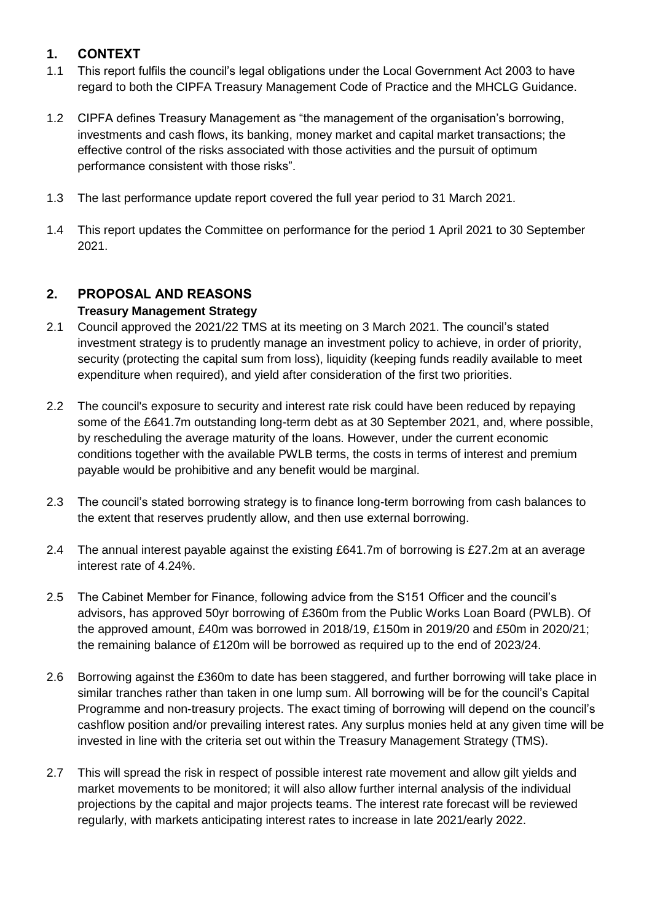## 1. CONTEXT

1.1 This report fulfils the council's legal obligations under the Local Government Act 2003 to have regard to both the CIPFA Treasury Management Code of Practice and the MHCLG Guidance.

1.2 CIPFA defines Treasury Management as "the management of the organisation's borrowing, investments and cash flows, its banking, money market and capital market transactions; the effective control of the risks associated with those activities and the pursuit of optimum performance consistent with those risks".

1.3 The last performance update report covered the full year period to 31 March 2021.

1.4 This report updates the Committee on performance for the period 1 April 2021 to 30 September 2021.

## 2. PROPOSAL AND REASONS

### Treasury Management Strategy

2.1 Council approved the 2021/22 TMS at its meeting on 3 March 2021. The council's stated investment strategy is to prudently manage an investment policy to achieve, in order of priority, security (protecting the capital sum from loss), liquidity (keeping funds readily available to meet expenditure when required), and yield after consideration of the first two priorities.

2.2 The council's exposure to security and interest rate risk could have been reduced by repaying some of the £641.7m outstanding long-term debt as at 30 September 2021, and, where possible, by rescheduling the average maturity of the loans. However, under the current economic conditions together with the available PWLB terms, the costs in terms of interest and premium payable would be prohibitive and any benefit would be marginal.

2.3 The council's stated borrowing strategy is to finance long-term borrowing from cash balances to the extent that reserves prudently allow, and then use external borrowing.

2.4 The annual interest payable against the existing £641.7m of borrowing is £27.2m at an average interest rate of 4.24%.

2.5 The Cabinet Member for Finance, following advice from the S151 Officer and the council's advisors, has approved 50yr borrowing of £360m from the Public Works Loan Board (PWLB). Of the approved amount, £40m was borrowed in 2018/19, £150m in 2019/20 and £50m in 2020/21; the remaining balance of £120m will be borrowed as required up to the end of 2023/24.

2.6 Borrowing against the £360m to date has been staggered, and further borrowing will take place in similar tranches rather than taken in one lump sum. All borrowing will be for the council's Capital Programme and non-treasury projects. The exact timing of borrowing will depend on the council's cashflow position and/or prevailing interest rates. Any surplus monies held at any given time will be invested in line with the criteria set out within the Treasury Management Strategy (TMS).

2.7 This will spread the risk in respect of possible interest rate movement and allow gilt yields and market movements to be monitored; it will also allow further internal analysis of the individual projections by the capital and major projects teams. The interest rate forecast will be reviewed regularly, with markets anticipating interest rates to increase in late 2021/early 2022.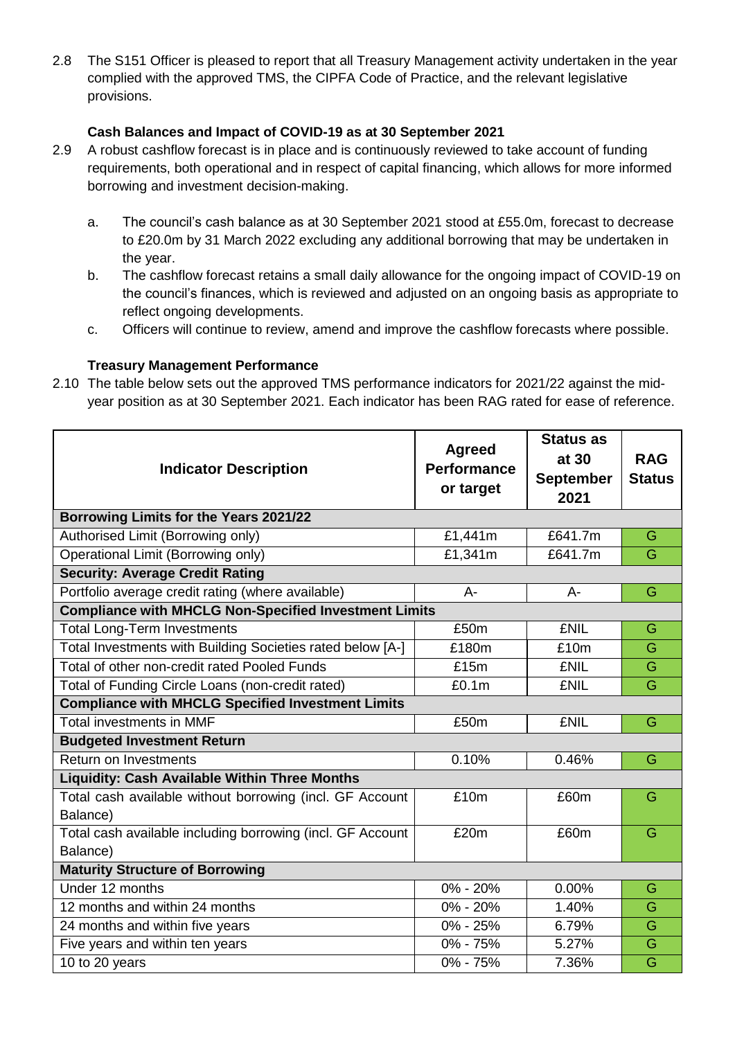2.8 The S151 Officer is pleased to report that all Treasury Management activity undertaken in the year complied with the approved TMS, the CIPFA Code of Practice, and the relevant legislative provisions.

**Cash Balances and Impact of COVID-19 as at 30 September 2021**

2.9 A robust cashflow forecast is in place and is continuously reviewed to take account of funding requirements, both operational and in respect of capital financing, which allows for more informed borrowing and investment decision-making.

a. The council's cash balance as at 30 September 2021 stood at £55.0m, forecast to decrease to £20.0m by 31 March 2022 excluding any additional borrowing that may be undertaken in the year.

b. The cashflow forecast retains a small daily allowance for the ongoing impact of COVID-19 on the council's finances, which is reviewed and adjusted on an ongoing basis as appropriate to reflect ongoing developments.

c. Officers will continue to review, amend and improve the cashflow forecasts where possible.

**Treasury Management Performance**

2.10 The table below sets out the approved TMS performance indicators for 2021/22 against the mid-year position as at 30 September 2021. Each indicator has been RAG rated for ease of reference.

| Indicator Description | Agreed Performance or target | Status as at 30 September 2021 | RAG Status |
|---|---|---|---|
| **Borrowing Limits for the Years 2021/22** | | | |
| Authorised Limit (Borrowing only) | £1,441m | £641.7m | G |
| Operational Limit (Borrowing only) | £1,341m | £641.7m | G |
| **Security: Average Credit Rating** | | | |
| Portfolio average credit rating (where available) | A- | A- | G |
| **Compliance with MHCLG Non-Specified Investment Limits** | | | |
| Total Long-Term Investments | £50m | £NIL | G |
| Total Investments with Building Societies rated below [A-] | £180m | £10m | G |
| Total of other non-credit rated Pooled Funds | £15m | £NIL | G |
| Total of Funding Circle Loans (non-credit rated) | £0.1m | £NIL | G |
| **Compliance with MHCLG Specified Investment Limits** | | | |
| Total investments in MMF | £50m | £NIL | G |
| **Budgeted Investment Return** | | | |
| Return on Investments | 0.10% | 0.46% | G |
| **Liquidity: Cash Available Within Three Months** | | | |
| Total cash available without borrowing (incl. GF Account Balance) | £10m | £60m | G |
| Total cash available including borrowing (incl. GF Account Balance) | £20m | £60m | G |
| **Maturity Structure of Borrowing** | | | |
| Under 12 months | 0% - 20% | 0.00% | G |
| 12 months and within 24 months | 0% - 20% | 1.40% | G |
| 24 months and within five years | 0% - 25% | 6.79% | G |
| Five years and within ten years | 0% - 75% | 5.27% | G |
| 10 to 20 years | 0% - 75% | 7.36% | G |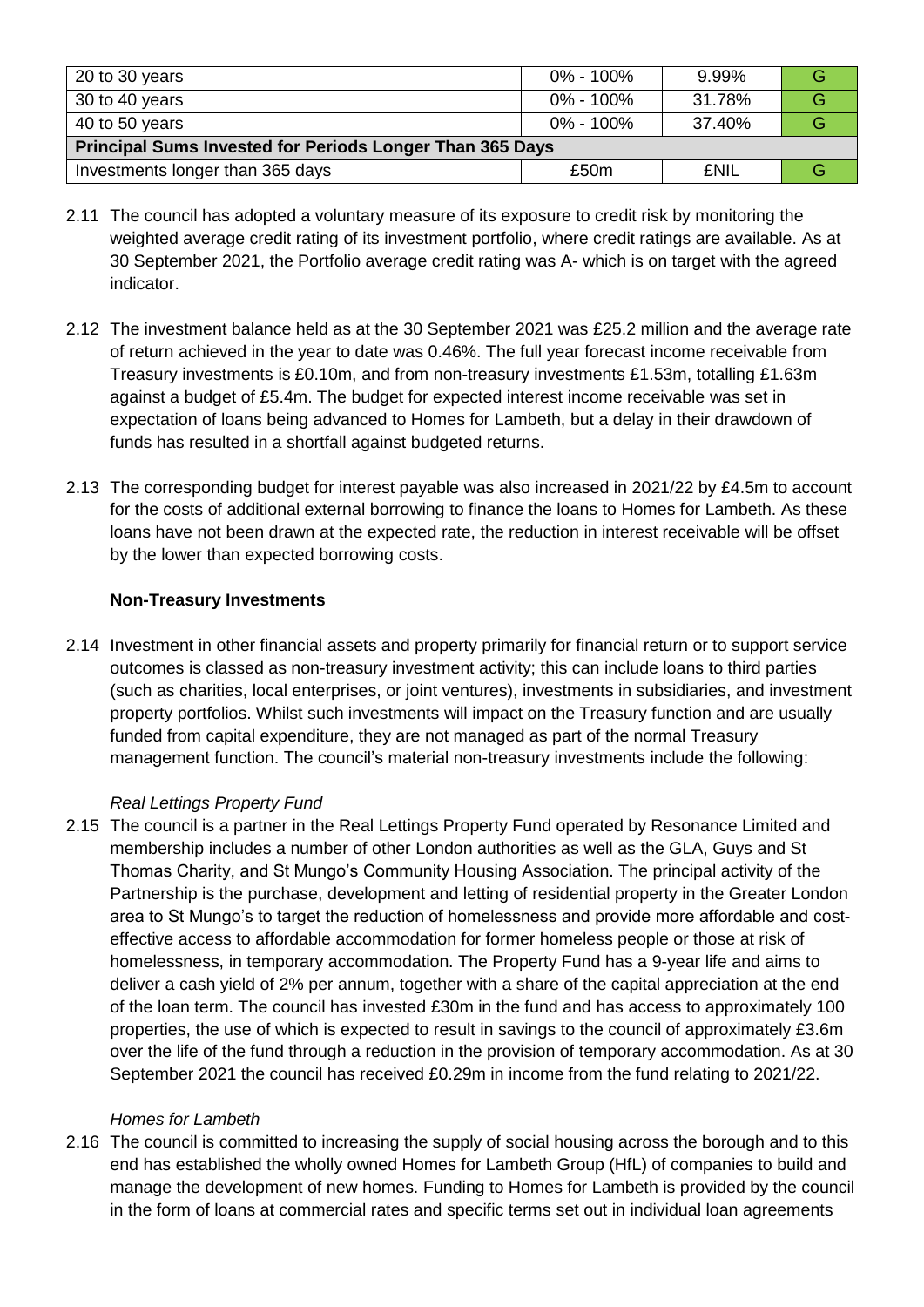| | | | |
|---|---|---|---|
| 20 to 30 years | 0% - 100% | 9.99% | G |
| 30 to 40 years | 0% - 100% | 31.78% | G |
| 40 to 50 years | 0% - 100% | 37.40% | G |
| **Principal Sums Invested for Periods Longer Than 365 Days** | | | |
| Investments longer than 365 days | £50m | £NIL | G |

2.11 The council has adopted a voluntary measure of its exposure to credit risk by monitoring the weighted average credit rating of its investment portfolio, where credit ratings are available. As at 30 September 2021, the Portfolio average credit rating was A- which is on target with the agreed indicator.

2.12 The investment balance held as at the 30 September 2021 was £25.2 million and the average rate of return achieved in the year to date was 0.46%. The full year forecast income receivable from Treasury investments is £0.10m, and from non-treasury investments £1.53m, totalling £1.63m against a budget of £5.4m. The budget for expected interest income receivable was set in expectation of loans being advanced to Homes for Lambeth, but a delay in their drawdown of funds has resulted in a shortfall against budgeted returns.

2.13 The corresponding budget for interest payable was also increased in 2021/22 by £4.5m to account for the costs of additional external borrowing to finance the loans to Homes for Lambeth. As these loans have not been drawn at the expected rate, the reduction in interest receivable will be offset by the lower than expected borrowing costs.

**Non-Treasury Investments**

2.14 Investment in other financial assets and property primarily for financial return or to support service outcomes is classed as non-treasury investment activity; this can include loans to third parties (such as charities, local enterprises, or joint ventures), investments in subsidiaries, and investment property portfolios. Whilst such investments will impact on the Treasury function and are usually funded from capital expenditure, they are not managed as part of the normal Treasury management function. The council's material non-treasury investments include the following:

*Real Lettings Property Fund*

2.15 The council is a partner in the Real Lettings Property Fund operated by Resonance Limited and membership includes a number of other London authorities as well as the GLA, Guys and St Thomas Charity, and St Mungo's Community Housing Association. The principal activity of the Partnership is the purchase, development and letting of residential property in the Greater London area to St Mungo's to target the reduction of homelessness and provide more affordable and cost-effective access to affordable accommodation for former homeless people or those at risk of homelessness, in temporary accommodation. The Property Fund has a 9-year life and aims to deliver a cash yield of 2% per annum, together with a share of the capital appreciation at the end of the loan term. The council has invested £30m in the fund and has access to approximately 100 properties, the use of which is expected to result in savings to the council of approximately £3.6m over the life of the fund through a reduction in the provision of temporary accommodation. As at 30 September 2021 the council has received £0.29m in income from the fund relating to 2021/22.

*Homes for Lambeth*

2.16 The council is committed to increasing the supply of social housing across the borough and to this end has established the wholly owned Homes for Lambeth Group (HfL) of companies to build and manage the development of new homes. Funding to Homes for Lambeth is provided by the council in the form of loans at commercial rates and specific terms set out in individual loan agreements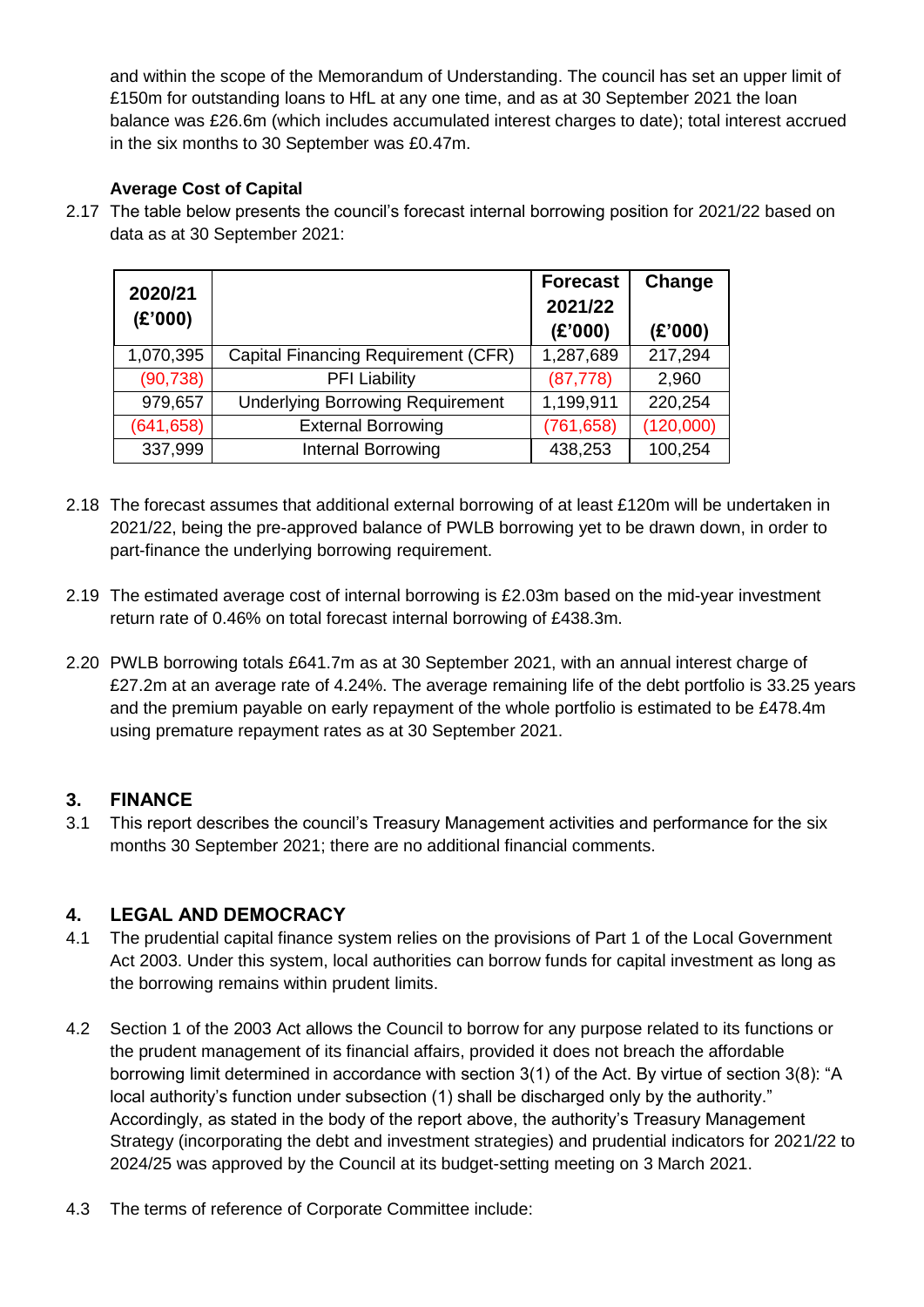and within the scope of the Memorandum of Understanding. The council has set an upper limit of £150m for outstanding loans to HfL at any one time, and as at 30 September 2021 the loan balance was £26.6m (which includes accumulated interest charges to date); total interest accrued in the six months to 30 September was £0.47m.

**Average Cost of Capital**

2.17 The table below presents the council's forecast internal borrowing position for 2021/22 based on data as at 30 September 2021:

| 2020/21 (£'000) | | Forecast 2021/22 (£'000) | Change (£'000) |
|---|---|---|---|
| 1,070,395 | Capital Financing Requirement (CFR) | 1,287,689 | 217,294 |
| (90,738) | PFI Liability | (87,778) | 2,960 |
| 979,657 | Underlying Borrowing Requirement | 1,199,911 | 220,254 |
| (641,658) | External Borrowing | (761,658) | (120,000) |
| 337,999 | Internal Borrowing | 438,253 | 100,254 |

2.18 The forecast assumes that additional external borrowing of at least £120m will be undertaken in 2021/22, being the pre-approved balance of PWLB borrowing yet to be drawn down, in order to part-finance the underlying borrowing requirement.

2.19 The estimated average cost of internal borrowing is £2.03m based on the mid-year investment return rate of 0.46% on total forecast internal borrowing of £438.3m.

2.20 PWLB borrowing totals £641.7m as at 30 September 2021, with an annual interest charge of £27.2m at an average rate of 4.24%. The average remaining life of the debt portfolio is 33.25 years and the premium payable on early repayment of the whole portfolio is estimated to be £478.4m using premature repayment rates as at 30 September 2021.

## 3. FINANCE

3.1 This report describes the council's Treasury Management activities and performance for the six months 30 September 2021; there are no additional financial comments.

## 4. LEGAL AND DEMOCRACY

4.1 The prudential capital finance system relies on the provisions of Part 1 of the Local Government Act 2003. Under this system, local authorities can borrow funds for capital investment as long as the borrowing remains within prudent limits.

4.2 Section 1 of the 2003 Act allows the Council to borrow for any purpose related to its functions or the prudent management of its financial affairs, provided it does not breach the affordable borrowing limit determined in accordance with section 3(1) of the Act. By virtue of section 3(8): "A local authority's function under subsection (1) shall be discharged only by the authority." Accordingly, as stated in the body of the report above, the authority's Treasury Management Strategy (incorporating the debt and investment strategies) and prudential indicators for 2021/22 to 2024/25 was approved by the Council at its budget-setting meeting on 3 March 2021.

4.3 The terms of reference of Corporate Committee include: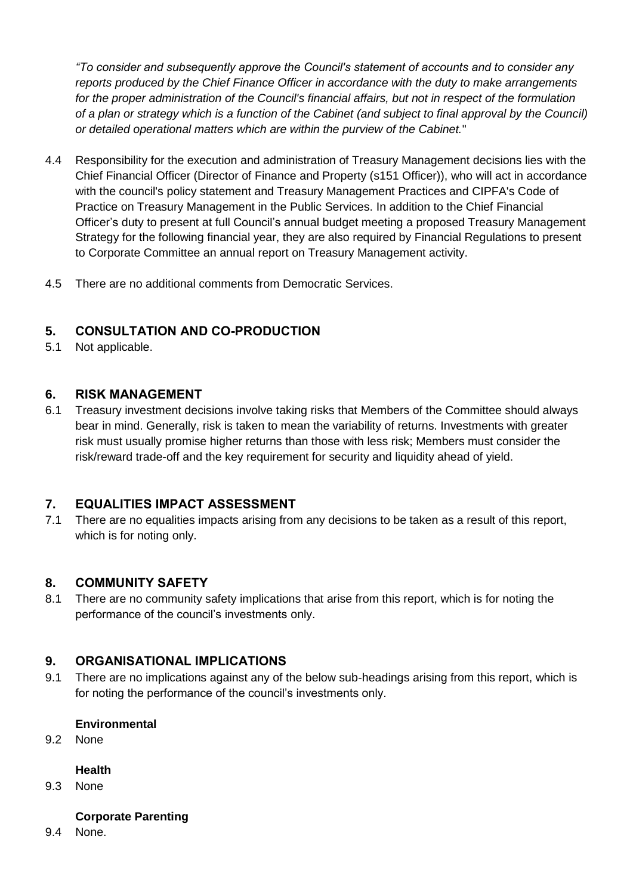*"To consider and subsequently approve the Council's statement of accounts and to consider any reports produced by the Chief Finance Officer in accordance with the duty to make arrangements for the proper administration of the Council's financial affairs, but not in respect of the formulation of a plan or strategy which is a function of the Cabinet (and subject to final approval by the Council) or detailed operational matters which are within the purview of the Cabinet.*"

4.4 Responsibility for the execution and administration of Treasury Management decisions lies with the Chief Financial Officer (Director of Finance and Property (s151 Officer)), who will act in accordance with the council's policy statement and Treasury Management Practices and CIPFA's Code of Practice on Treasury Management in the Public Services. In addition to the Chief Financial Officer's duty to present at full Council's annual budget meeting a proposed Treasury Management Strategy for the following financial year, they are also required by Financial Regulations to present to Corporate Committee an annual report on Treasury Management activity.

4.5 There are no additional comments from Democratic Services.

## 5. CONSULTATION AND CO-PRODUCTION

5.1 Not applicable.

## 6. RISK MANAGEMENT

6.1 Treasury investment decisions involve taking risks that Members of the Committee should always bear in mind. Generally, risk is taken to mean the variability of returns. Investments with greater risk must usually promise higher returns than those with less risk; Members must consider the risk/reward trade-off and the key requirement for security and liquidity ahead of yield.

## 7. EQUALITIES IMPACT ASSESSMENT

7.1 There are no equalities impacts arising from any decisions to be taken as a result of this report, which is for noting only.

## 8. COMMUNITY SAFETY

8.1 There are no community safety implications that arise from this report, which is for noting the performance of the council's investments only.

## 9. ORGANISATIONAL IMPLICATIONS

9.1 There are no implications against any of the below sub-headings arising from this report, which is for noting the performance of the council's investments only.

**Environmental**

9.2 None

**Health**

9.3 None

**Corporate Parenting**

9.4 None.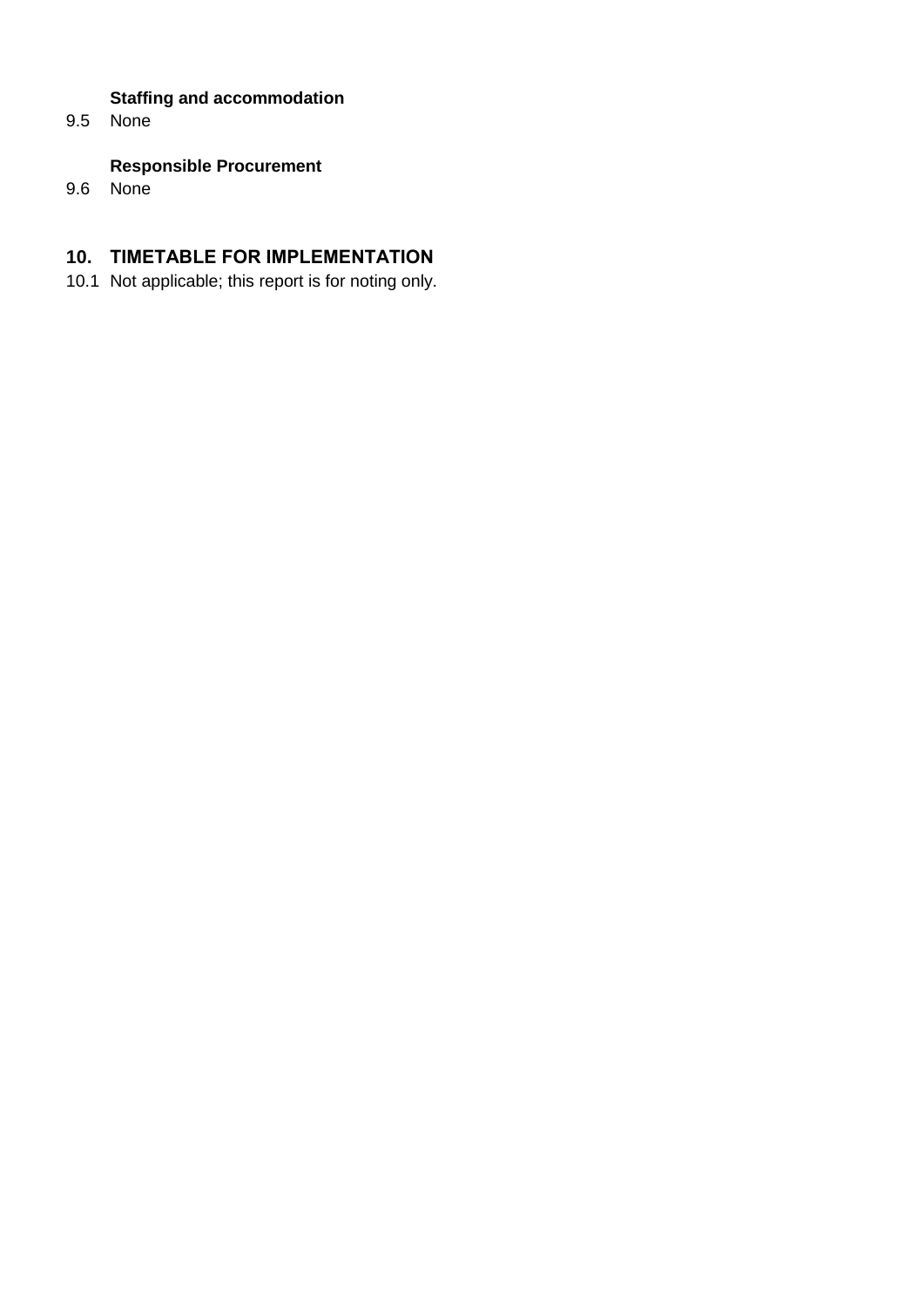**Staffing and accommodation**

9.5 None

**Responsible Procurement**

9.6 None

## 10. TIMETABLE FOR IMPLEMENTATION

10.1 Not applicable; this report is for noting only.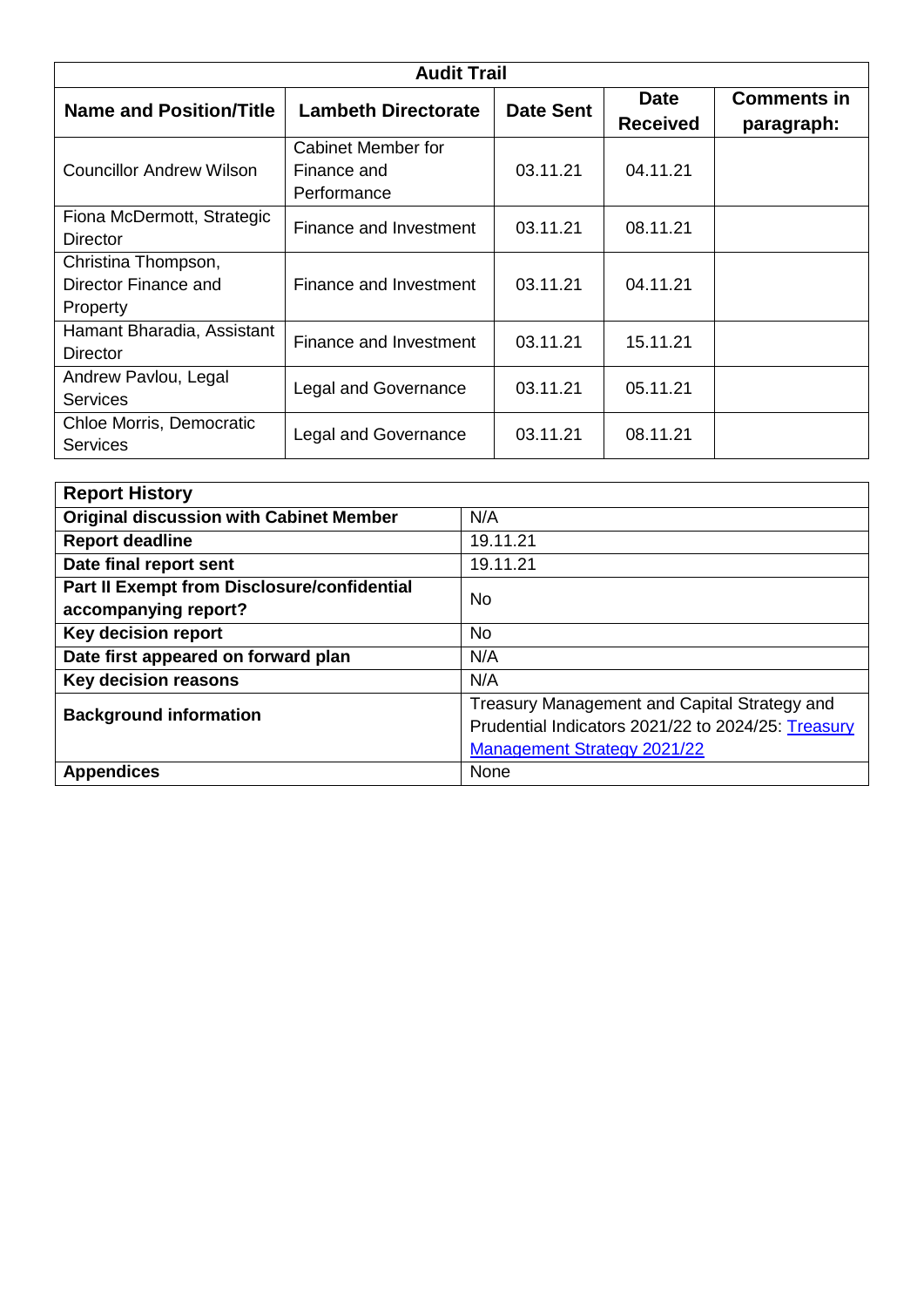| Audit Trail | | | | |
|---|---|---|---|---|
| **Name and Position/Title** | **Lambeth Directorate** | **Date Sent** | **Date Received** | **Comments in paragraph:** |
| Councillor Andrew Wilson | Cabinet Member for Finance and Performance | 03.11.21 | 04.11.21 | |
| Fiona McDermott, Strategic Director | Finance and Investment | 03.11.21 | 08.11.21 | |
| Christina Thompson, Director Finance and Property | Finance and Investment | 03.11.21 | 04.11.21 | |
| Hamant Bharadia, Assistant Director | Finance and Investment | 03.11.21 | 15.11.21 | |
| Andrew Pavlou, Legal Services | Legal and Governance | 03.11.21 | 05.11.21 | |
| Chloe Morris, Democratic Services | Legal and Governance | 03.11.21 | 08.11.21 | |

| Report History | |
|---|---|
| **Original discussion with Cabinet Member** | N/A |
| **Report deadline** | 19.11.21 |
| **Date final report sent** | 19.11.21 |
| **Part II Exempt from Disclosure/confidential accompanying report?** | No |
| **Key decision report** | No |
| **Date first appeared on forward plan** | N/A |
| **Key decision reasons** | N/A |
| **Background information** | Treasury Management and Capital Strategy and Prudential Indicators 2021/22 to 2024/25: Treasury Management Strategy 2021/22 |
| **Appendices** | None |